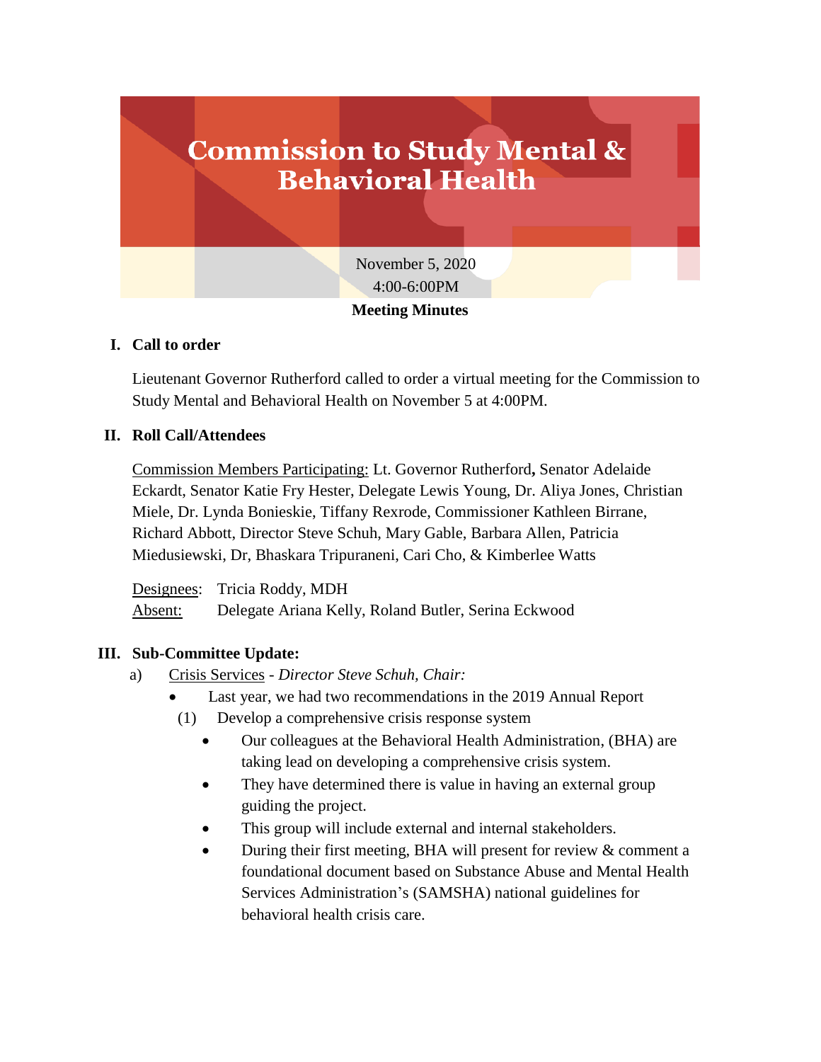# Commission to Study Mental & Behavioral Health

November 5, 2020
4:00-6:00PM

**Meeting Minutes**

## I. Call to order

Lieutenant Governor Rutherford called to order a virtual meeting for the Commission to Study Mental and Behavioral Health on November 5 at 4:00PM.

## II. Roll Call/Attendees

Commission Members Participating: Lt. Governor Rutherford**,** Senator Adelaide Eckardt, Senator Katie Fry Hester, Delegate Lewis Young, Dr. Aliya Jones, Christian Miele, Dr. Lynda Bonieskie, Tiffany Rexrode, Commissioner Kathleen Birrane, Richard Abbott, Director Steve Schuh, Mary Gable, Barbara Allen, Patricia Miedusiewski, Dr, Bhaskara Tripuraneni, Cari Cho, & Kimberlee Watts

Designees: Tricia Roddy, MDH
Absent: Delegate Ariana Kelly, Roland Butler, Serina Eckwood

## III. Sub-Committee Update:

a) Crisis Services - *Director Steve Schuh, Chair:*

- Last year, we had two recommendations in the 2019 Annual Report

(1) Develop a comprehensive crisis response system

- Our colleagues at the Behavioral Health Administration, (BHA) are taking lead on developing a comprehensive crisis system.
- They have determined there is value in having an external group guiding the project.
- This group will include external and internal stakeholders.
- During their first meeting, BHA will present for review & comment a foundational document based on Substance Abuse and Mental Health Services Administration's (SAMSHA) national guidelines for behavioral health crisis care.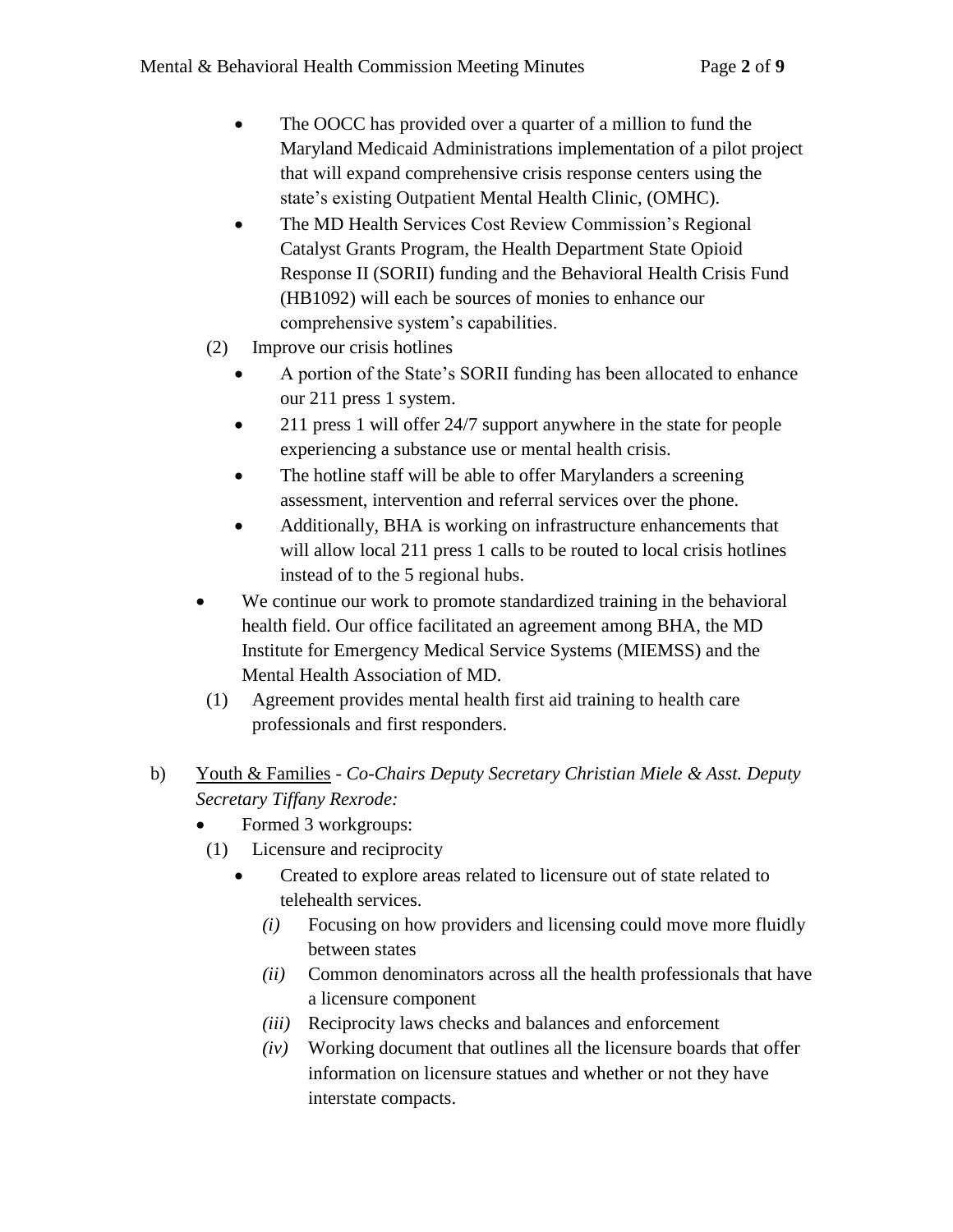- The OOCC has provided over a quarter of a million to fund the Maryland Medicaid Administrations implementation of a pilot project that will expand comprehensive crisis response centers using the state's existing Outpatient Mental Health Clinic, (OMHC).
- The MD Health Services Cost Review Commission's Regional Catalyst Grants Program, the Health Department State Opioid Response II (SORII) funding and the Behavioral Health Crisis Fund (HB1092) will each be sources of monies to enhance our comprehensive system's capabilities.

(2) Improve our crisis hotlines

- A portion of the State's SORII funding has been allocated to enhance our 211 press 1 system.
- 211 press 1 will offer 24/7 support anywhere in the state for people experiencing a substance use or mental health crisis.
- The hotline staff will be able to offer Marylanders a screening assessment, intervention and referral services over the phone.
- Additionally, BHA is working on infrastructure enhancements that will allow local 211 press 1 calls to be routed to local crisis hotlines instead of to the 5 regional hubs.

- We continue our work to promote standardized training in the behavioral health field. Our office facilitated an agreement among BHA, the MD Institute for Emergency Medical Service Systems (MIEMSS) and the Mental Health Association of MD.

(1) Agreement provides mental health first aid training to health care professionals and first responders.

b) <u>Youth & Families</u> - *Co-Chairs Deputy Secretary Christian Miele & Asst. Deputy Secretary Tiffany Rexrode:*

- Formed 3 workgroups:

(1) Licensure and reciprocity

- Created to explore areas related to licensure out of state related to telehealth services.
  - *(i)* Focusing on how providers and licensing could move more fluidly between states
  - *(ii)* Common denominators across all the health professionals that have a licensure component
  - *(iii)* Reciprocity laws checks and balances and enforcement
  - *(iv)* Working document that outlines all the licensure boards that offer information on licensure statues and whether or not they have interstate compacts.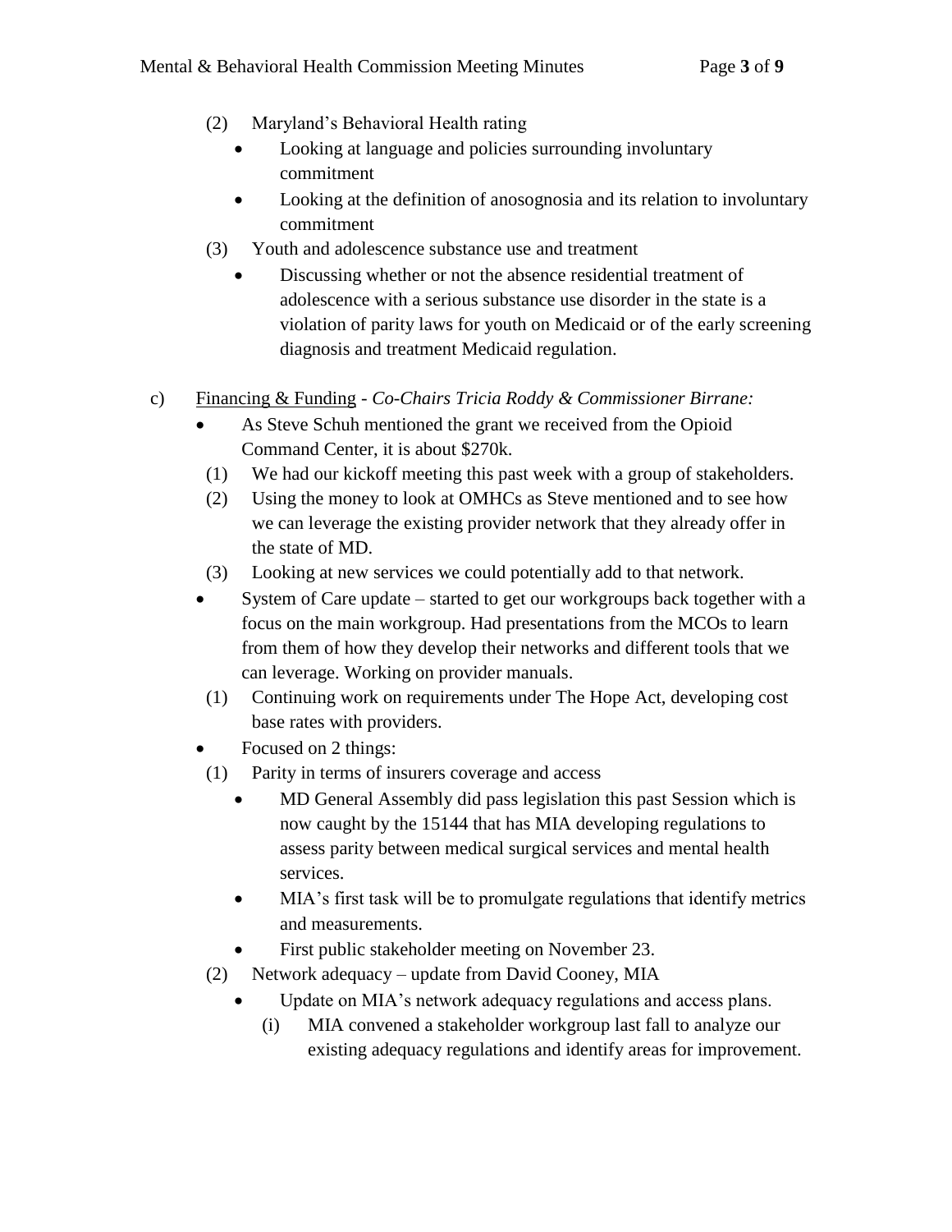- (2) Maryland's Behavioral Health rating
    - Looking at language and policies surrounding involuntary commitment
    - Looking at the definition of anosognosia and its relation to involuntary commitment
- (3) Youth and adolescence substance use and treatment
    - Discussing whether or not the absence residential treatment of adolescence with a serious substance use disorder in the state is a violation of parity laws for youth on Medicaid or of the early screening diagnosis and treatment Medicaid regulation.

c) Financing & Funding - *Co-Chairs Tricia Roddy & Commissioner Birrane:*

- As Steve Schuh mentioned the grant we received from the Opioid Command Center, it is about \$270k.
  - (1) We had our kickoff meeting this past week with a group of stakeholders.
  - (2) Using the money to look at OMHCs as Steve mentioned and to see how we can leverage the existing provider network that they already offer in the state of MD.
  - (3) Looking at new services we could potentially add to that network.
- System of Care update – started to get our workgroups back together with a focus on the main workgroup. Had presentations from the MCOs to learn from them of how they develop their networks and different tools that we can leverage. Working on provider manuals.
  - (1) Continuing work on requirements under The Hope Act, developing cost base rates with providers.
- Focused on 2 things:
  - (1) Parity in terms of insurers coverage and access
    - MD General Assembly did pass legislation this past Session which is now caught by the 15144 that has MIA developing regulations to assess parity between medical surgical services and mental health services.
    - MIA's first task will be to promulgate regulations that identify metrics and measurements.
    - First public stakeholder meeting on November 23.
  - (2) Network adequacy – update from David Cooney, MIA
    - Update on MIA's network adequacy regulations and access plans.
      - (i) MIA convened a stakeholder workgroup last fall to analyze our existing adequacy regulations and identify areas for improvement.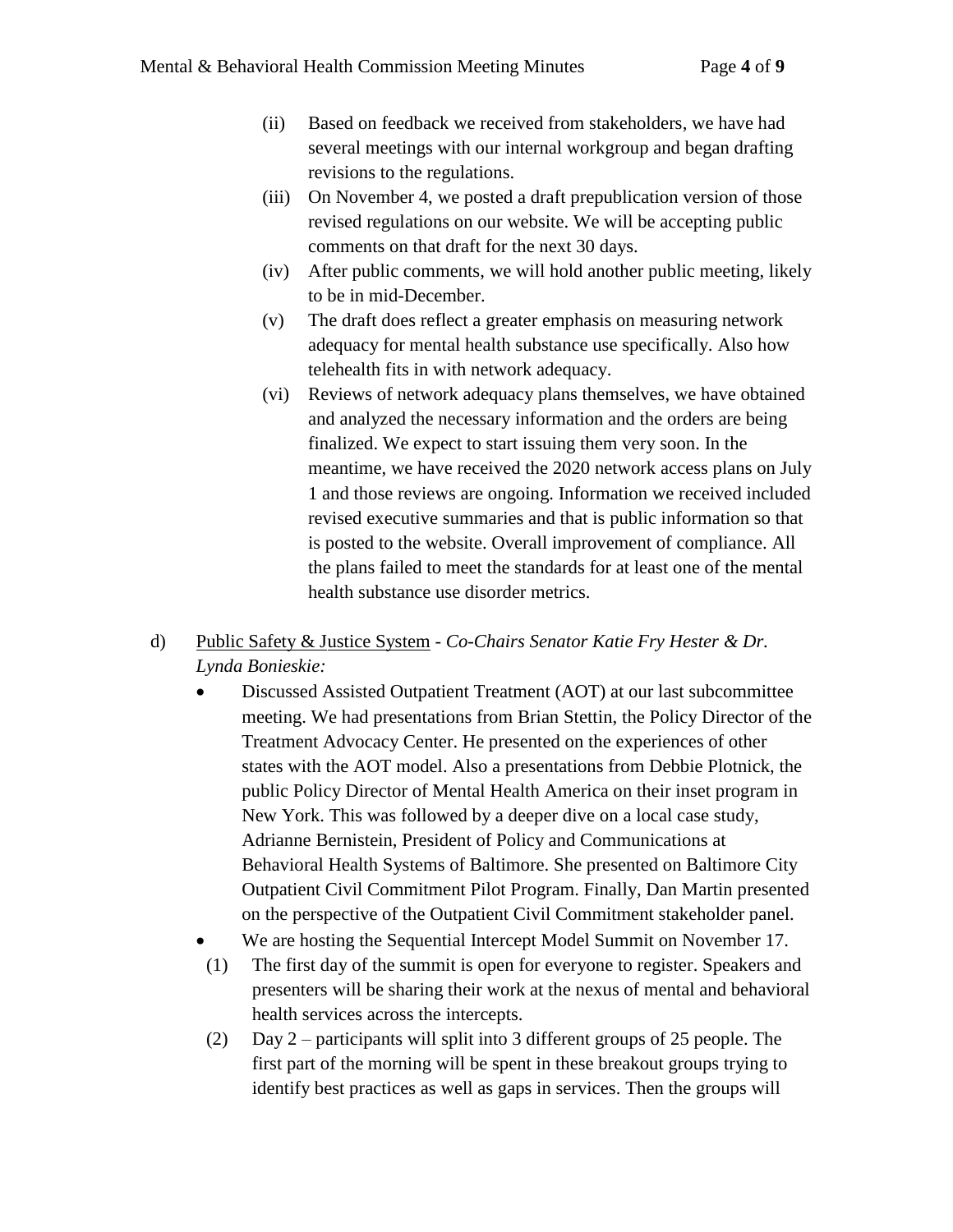(ii) Based on feedback we received from stakeholders, we have had several meetings with our internal workgroup and began drafting revisions to the regulations.

(iii) On November 4, we posted a draft prepublication version of those revised regulations on our website. We will be accepting public comments on that draft for the next 30 days.

(iv) After public comments, we will hold another public meeting, likely to be in mid-December.

(v) The draft does reflect a greater emphasis on measuring network adequacy for mental health substance use specifically. Also how telehealth fits in with network adequacy.

(vi) Reviews of network adequacy plans themselves, we have obtained and analyzed the necessary information and the orders are being finalized. We expect to start issuing them very soon. In the meantime, we have received the 2020 network access plans on July 1 and those reviews are ongoing. Information we received included revised executive summaries and that is public information so that is posted to the website. Overall improvement of compliance. All the plans failed to meet the standards for at least one of the mental health substance use disorder metrics.

d) <u>Public Safety & Justice System</u> - *Co-Chairs Senator Katie Fry Hester & Dr. Lynda Bonieskie:*

- Discussed Assisted Outpatient Treatment (AOT) at our last subcommittee meeting. We had presentations from Brian Stettin, the Policy Director of the Treatment Advocacy Center. He presented on the experiences of other states with the AOT model. Also a presentations from Debbie Plotnick, the public Policy Director of Mental Health America on their inset program in New York. This was followed by a deeper dive on a local case study, Adrianne Bernistein, President of Policy and Communications at Behavioral Health Systems of Baltimore. She presented on Baltimore City Outpatient Civil Commitment Pilot Program. Finally, Dan Martin presented on the perspective of the Outpatient Civil Commitment stakeholder panel.
- We are hosting the Sequential Intercept Model Summit on November 17.

(1) The first day of the summit is open for everyone to register. Speakers and presenters will be sharing their work at the nexus of mental and behavioral health services across the intercepts.

(2) Day 2 – participants will split into 3 different groups of 25 people. The first part of the morning will be spent in these breakout groups trying to identify best practices as well as gaps in services. Then the groups will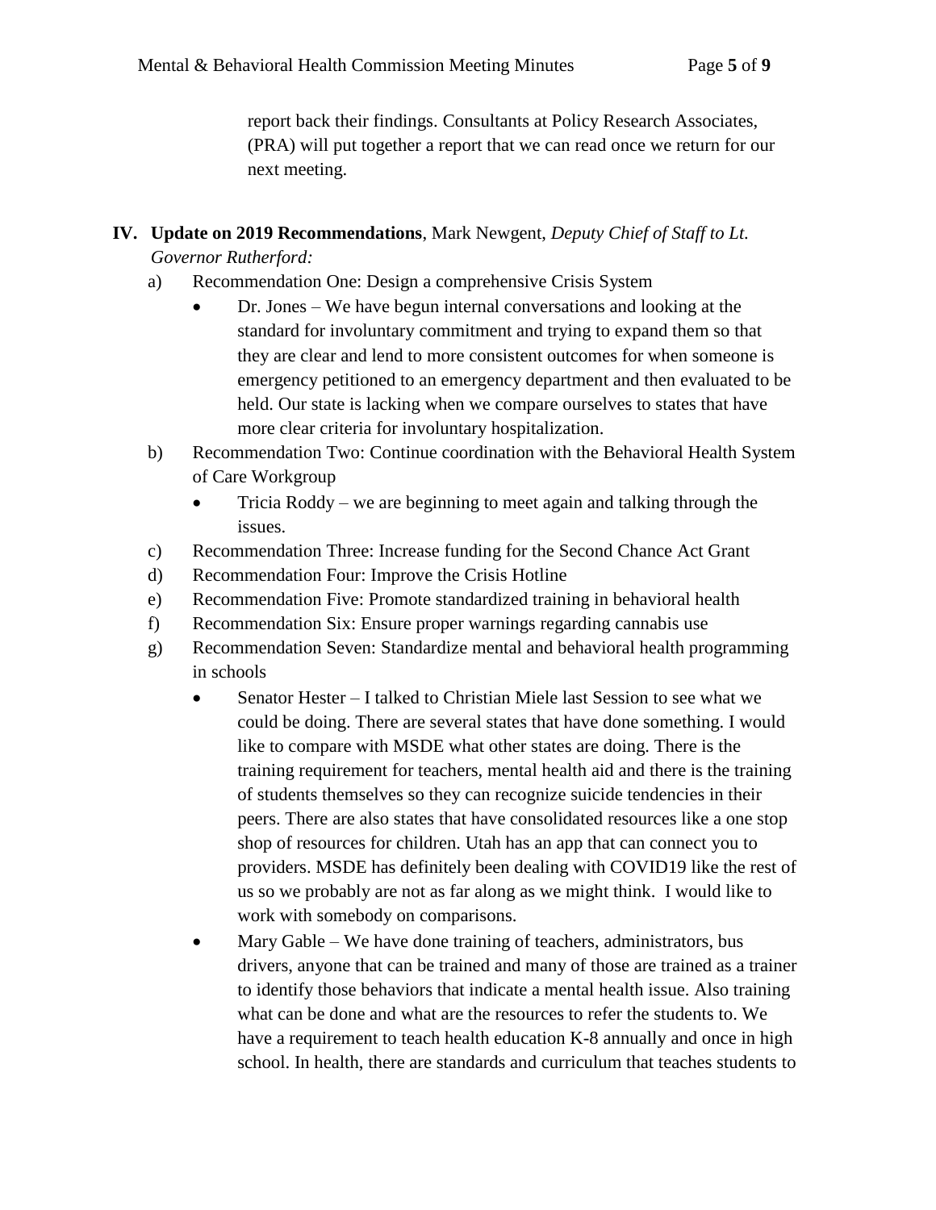report back their findings. Consultants at Policy Research Associates, (PRA) will put together a report that we can read once we return for our next meeting.

**IV. Update on 2019 Recommendations**, Mark Newgent, *Deputy Chief of Staff to Lt. Governor Rutherford:*

a) Recommendation One: Design a comprehensive Crisis System
   - Dr. Jones – We have begun internal conversations and looking at the standard for involuntary commitment and trying to expand them so that they are clear and lend to more consistent outcomes for when someone is emergency petitioned to an emergency department and then evaluated to be held. Our state is lacking when we compare ourselves to states that have more clear criteria for involuntary hospitalization.

b) Recommendation Two: Continue coordination with the Behavioral Health System of Care Workgroup
   - Tricia Roddy – we are beginning to meet again and talking through the issues.

c) Recommendation Three: Increase funding for the Second Chance Act Grant

d) Recommendation Four: Improve the Crisis Hotline

e) Recommendation Five: Promote standardized training in behavioral health

f) Recommendation Six: Ensure proper warnings regarding cannabis use

g) Recommendation Seven: Standardize mental and behavioral health programming in schools
   - Senator Hester – I talked to Christian Miele last Session to see what we could be doing. There are several states that have done something. I would like to compare with MSDE what other states are doing. There is the training requirement for teachers, mental health aid and there is the training of students themselves so they can recognize suicide tendencies in their peers. There are also states that have consolidated resources like a one stop shop of resources for children. Utah has an app that can connect you to providers. MSDE has definitely been dealing with COVID19 like the rest of us so we probably are not as far along as we might think. I would like to work with somebody on comparisons.
   - Mary Gable – We have done training of teachers, administrators, bus drivers, anyone that can be trained and many of those are trained as a trainer to identify those behaviors that indicate a mental health issue. Also training what can be done and what are the resources to refer the students to. We have a requirement to teach health education K-8 annually and once in high school. In health, there are standards and curriculum that teaches students to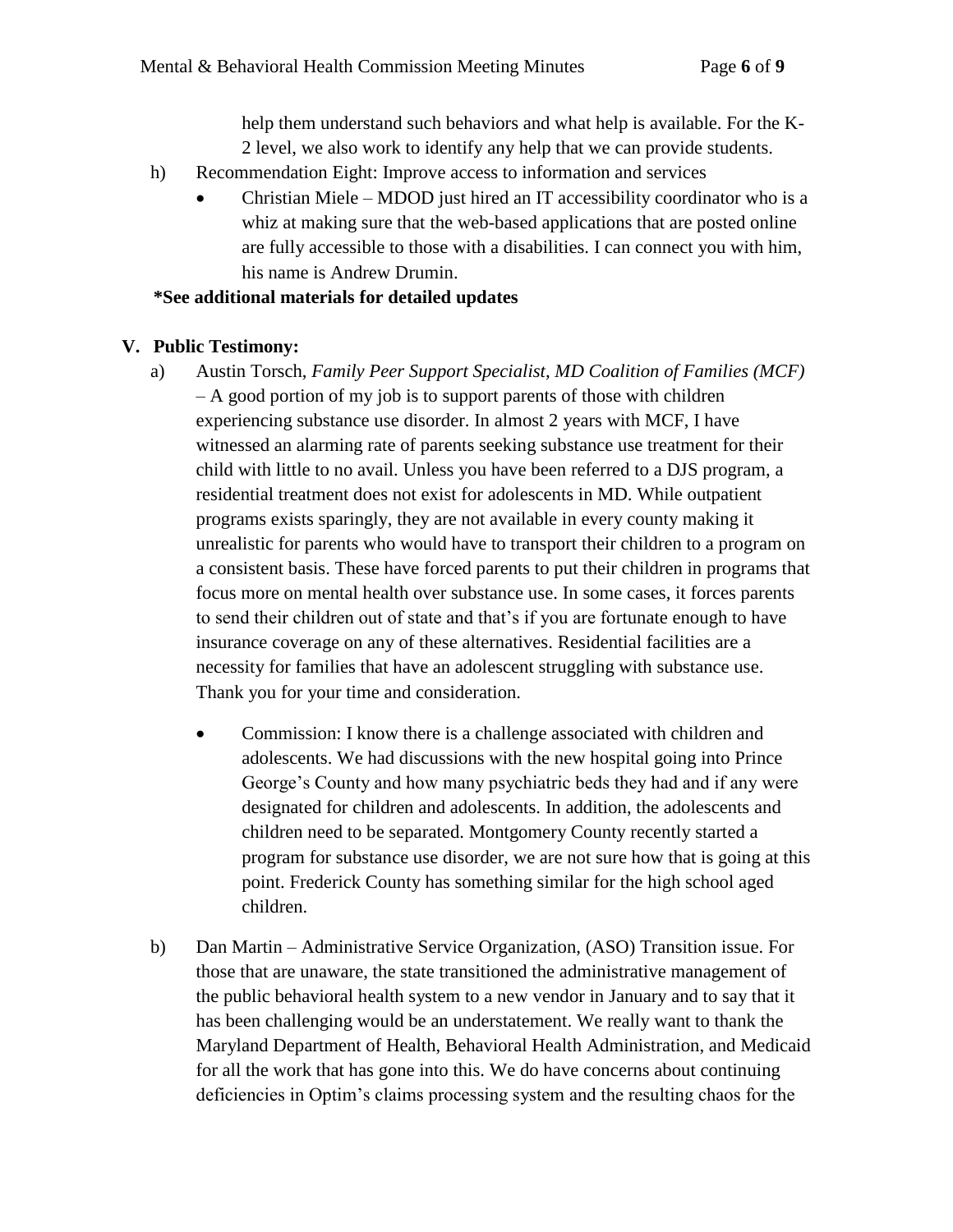help them understand such behaviors and what help is available. For the K-2 level, we also work to identify any help that we can provide students.

h) Recommendation Eight: Improve access to information and services

- Christian Miele – MDOD just hired an IT accessibility coordinator who is a whiz at making sure that the web-based applications that are posted online are fully accessible to those with a disabilities. I can connect you with him, his name is Andrew Drumin.

**\*See additional materials for detailed updates**

## V. Public Testimony:

a) Austin Torsch, *Family Peer Support Specialist, MD Coalition of Families (MCF)* – A good portion of my job is to support parents of those with children experiencing substance use disorder. In almost 2 years with MCF, I have witnessed an alarming rate of parents seeking substance use treatment for their child with little to no avail. Unless you have been referred to a DJS program, a residential treatment does not exist for adolescents in MD. While outpatient programs exists sparingly, they are not available in every county making it unrealistic for parents who would have to transport their children to a program on a consistent basis. These have forced parents to put their children in programs that focus more on mental health over substance use. In some cases, it forces parents to send their children out of state and that's if you are fortunate enough to have insurance coverage on any of these alternatives. Residential facilities are a necessity for families that have an adolescent struggling with substance use. Thank you for your time and consideration.

- Commission: I know there is a challenge associated with children and adolescents. We had discussions with the new hospital going into Prince George's County and how many psychiatric beds they had and if any were designated for children and adolescents. In addition, the adolescents and children need to be separated. Montgomery County recently started a program for substance use disorder, we are not sure how that is going at this point. Frederick County has something similar for the high school aged children.

b) Dan Martin – Administrative Service Organization, (ASO) Transition issue. For those that are unaware, the state transitioned the administrative management of the public behavioral health system to a new vendor in January and to say that it has been challenging would be an understatement. We really want to thank the Maryland Department of Health, Behavioral Health Administration, and Medicaid for all the work that has gone into this. We do have concerns about continuing deficiencies in Optim's claims processing system and the resulting chaos for the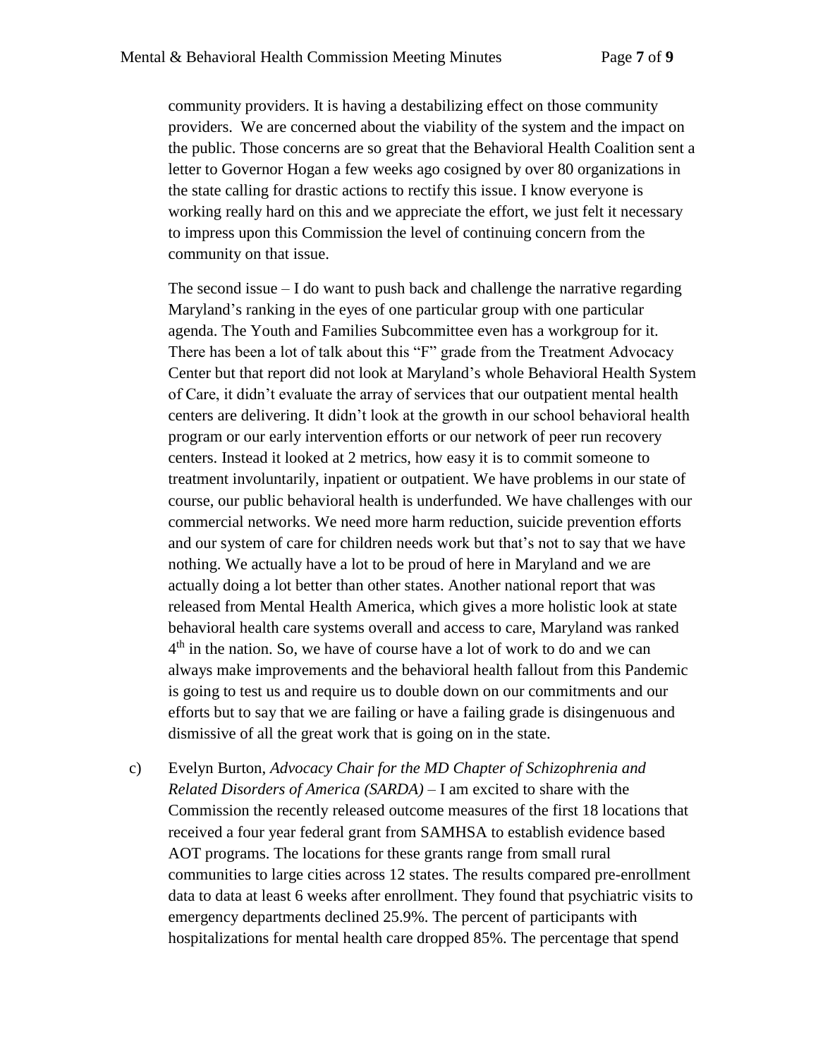community providers. It is having a destabilizing effect on those community providers. We are concerned about the viability of the system and the impact on the public. Those concerns are so great that the Behavioral Health Coalition sent a letter to Governor Hogan a few weeks ago cosigned by over 80 organizations in the state calling for drastic actions to rectify this issue. I know everyone is working really hard on this and we appreciate the effort, we just felt it necessary to impress upon this Commission the level of continuing concern from the community on that issue.

The second issue – I do want to push back and challenge the narrative regarding Maryland's ranking in the eyes of one particular group with one particular agenda. The Youth and Families Subcommittee even has a workgroup for it. There has been a lot of talk about this "F" grade from the Treatment Advocacy Center but that report did not look at Maryland's whole Behavioral Health System of Care, it didn't evaluate the array of services that our outpatient mental health centers are delivering. It didn't look at the growth in our school behavioral health program or our early intervention efforts or our network of peer run recovery centers. Instead it looked at 2 metrics, how easy it is to commit someone to treatment involuntarily, inpatient or outpatient. We have problems in our state of course, our public behavioral health is underfunded. We have challenges with our commercial networks. We need more harm reduction, suicide prevention efforts and our system of care for children needs work but that's not to say that we have nothing. We actually have a lot to be proud of here in Maryland and we are actually doing a lot better than other states. Another national report that was released from Mental Health America, which gives a more holistic look at state behavioral health care systems overall and access to care, Maryland was ranked 4th in the nation. So, we have of course have a lot of work to do and we can always make improvements and the behavioral health fallout from this Pandemic is going to test us and require us to double down on our commitments and our efforts but to say that we are failing or have a failing grade is disingenuous and dismissive of all the great work that is going on in the state.

c) Evelyn Burton, *Advocacy Chair for the MD Chapter of Schizophrenia and Related Disorders of America (SARDA)* – I am excited to share with the Commission the recently released outcome measures of the first 18 locations that received a four year federal grant from SAMHSA to establish evidence based AOT programs. The locations for these grants range from small rural communities to large cities across 12 states. The results compared pre-enrollment data to data at least 6 weeks after enrollment. They found that psychiatric visits to emergency departments declined 25.9%. The percent of participants with hospitalizations for mental health care dropped 85%. The percentage that spend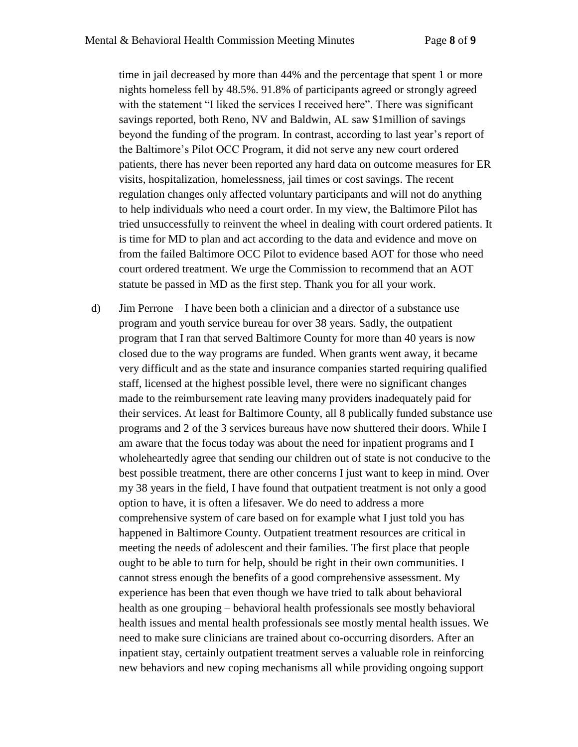time in jail decreased by more than 44% and the percentage that spent 1 or more nights homeless fell by 48.5%. 91.8% of participants agreed or strongly agreed with the statement "I liked the services I received here". There was significant savings reported, both Reno, NV and Baldwin, AL saw $1million of savings beyond the funding of the program. In contrast, according to last year's report of the Baltimore's Pilot OCC Program, it did not serve any new court ordered patients, there has never been reported any hard data on outcome measures for ER visits, hospitalization, homelessness, jail times or cost savings. The recent regulation changes only affected voluntary participants and will not do anything to help individuals who need a court order. In my view, the Baltimore Pilot has tried unsuccessfully to reinvent the wheel in dealing with court ordered patients. It is time for MD to plan and act according to the data and evidence and move on from the failed Baltimore OCC Pilot to evidence based AOT for those who need court ordered treatment. We urge the Commission to recommend that an AOT statute be passed in MD as the first step. Thank you for all your work.

d) Jim Perrone – I have been both a clinician and a director of a substance use program and youth service bureau for over 38 years. Sadly, the outpatient program that I ran that served Baltimore County for more than 40 years is now closed due to the way programs are funded. When grants went away, it became very difficult and as the state and insurance companies started requiring qualified staff, licensed at the highest possible level, there were no significant changes made to the reimbursement rate leaving many providers inadequately paid for their services. At least for Baltimore County, all 8 publically funded substance use programs and 2 of the 3 services bureaus have now shuttered their doors. While I am aware that the focus today was about the need for inpatient programs and I wholeheartedly agree that sending our children out of state is not conducive to the best possible treatment, there are other concerns I just want to keep in mind. Over my 38 years in the field, I have found that outpatient treatment is not only a good option to have, it is often a lifesaver. We do need to address a more comprehensive system of care based on for example what I just told you has happened in Baltimore County. Outpatient treatment resources are critical in meeting the needs of adolescent and their families. The first place that people ought to be able to turn for help, should be right in their own communities. I cannot stress enough the benefits of a good comprehensive assessment. My experience has been that even though we have tried to talk about behavioral health as one grouping – behavioral health professionals see mostly behavioral health issues and mental health professionals see mostly mental health issues. We need to make sure clinicians are trained about co-occurring disorders. After an inpatient stay, certainly outpatient treatment serves a valuable role in reinforcing new behaviors and new coping mechanisms all while providing ongoing support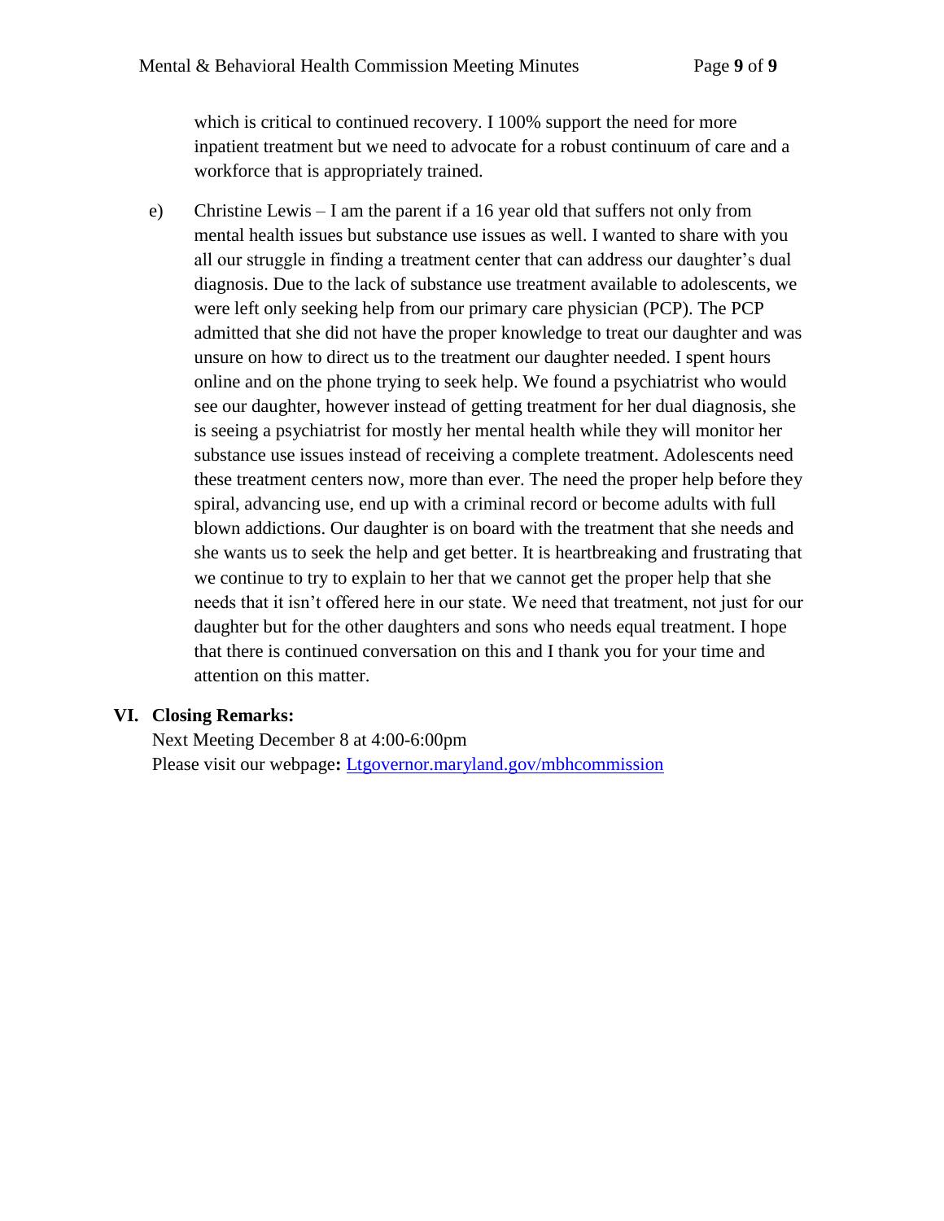which is critical to continued recovery. I 100% support the need for more inpatient treatment but we need to advocate for a robust continuum of care and a workforce that is appropriately trained.

e) Christine Lewis – I am the parent if a 16 year old that suffers not only from mental health issues but substance use issues as well. I wanted to share with you all our struggle in finding a treatment center that can address our daughter's dual diagnosis. Due to the lack of substance use treatment available to adolescents, we were left only seeking help from our primary care physician (PCP). The PCP admitted that she did not have the proper knowledge to treat our daughter and was unsure on how to direct us to the treatment our daughter needed. I spent hours online and on the phone trying to seek help. We found a psychiatrist who would see our daughter, however instead of getting treatment for her dual diagnosis, she is seeing a psychiatrist for mostly her mental health while they will monitor her substance use issues instead of receiving a complete treatment. Adolescents need these treatment centers now, more than ever. The need the proper help before they spiral, advancing use, end up with a criminal record or become adults with full blown addictions. Our daughter is on board with the treatment that she needs and she wants us to seek the help and get better. It is heartbreaking and frustrating that we continue to try to explain to her that we cannot get the proper help that she needs that it isn't offered here in our state. We need that treatment, not just for our daughter but for the other daughters and sons who needs equal treatment. I hope that there is continued conversation on this and I thank you for your time and attention on this matter.

## VI. Closing Remarks:

Next Meeting December 8 at 4:00-6:00pm
Please visit our webpage**:** Ltgovernor.maryland.gov/mbhcommission